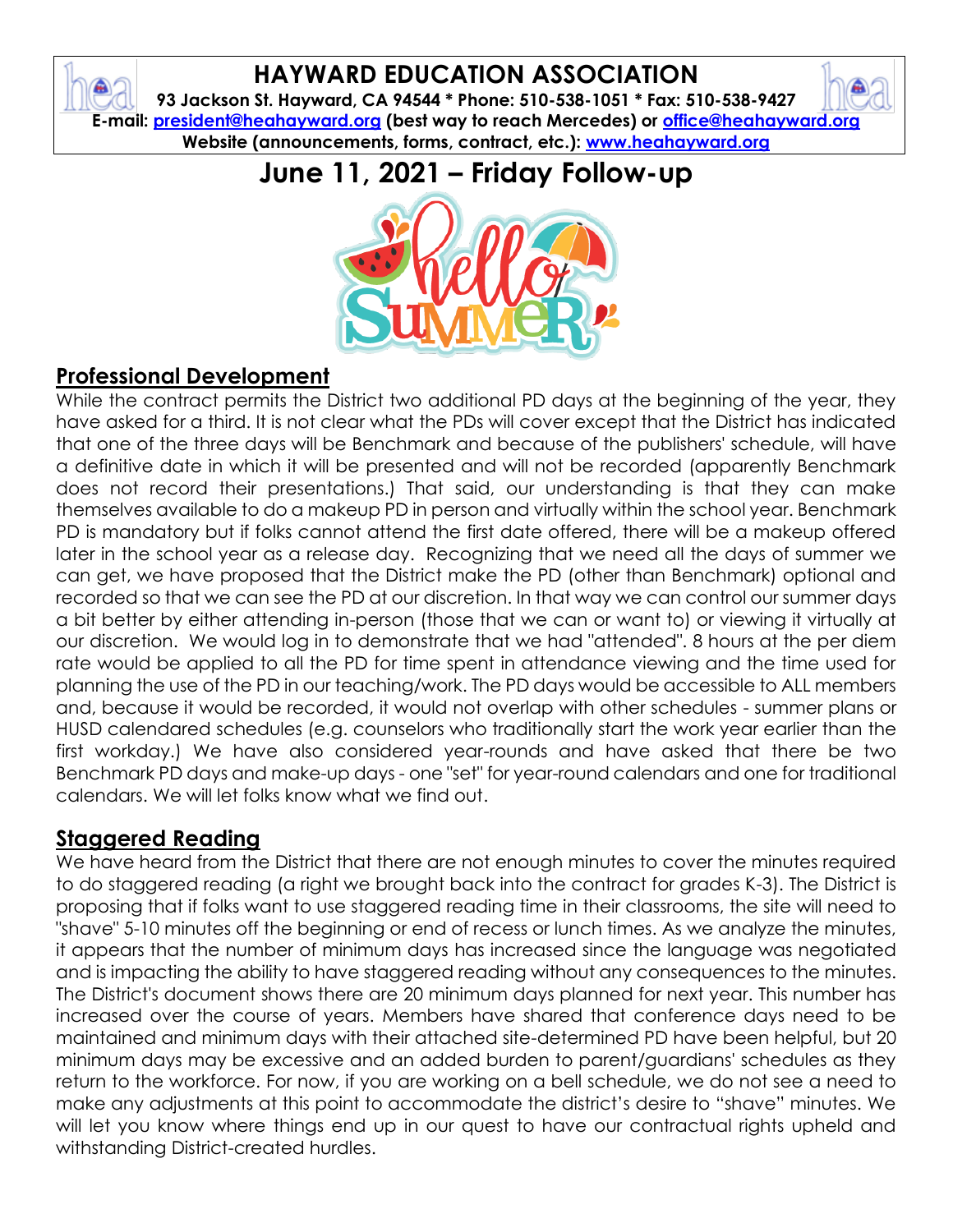# HAYWARD EDUCATION ASSOCIATION

**93 Jackson St. Hayward, CA 94544 * Phone: 510-538-1051 * Fax: 510-538-9427**
**E-mail: president@heahayward.org (best way to reach Mercedes) or office@heahayward.org**
**Website (announcements, forms, contract, etc.): www.heahayward.org**

# June 11, 2021 – Friday Follow-up

## Professional Development

While the contract permits the District two additional PD days at the beginning of the year, they have asked for a third. It is not clear what the PDs will cover except that the District has indicated that one of the three days will be Benchmark and because of the publishers' schedule, will have a definitive date in which it will be presented and will not be recorded (apparently Benchmark does not record their presentations.) That said, our understanding is that they can make themselves available to do a makeup PD in person and virtually within the school year. Benchmark PD is mandatory but if folks cannot attend the first date offered, there will be a makeup offered later in the school year as a release day. Recognizing that we need all the days of summer we can get, we have proposed that the District make the PD (other than Benchmark) optional and recorded so that we can see the PD at our discretion. In that way we can control our summer days a bit better by either attending in-person (those that we can or want to) or viewing it virtually at our discretion. We would log in to demonstrate that we had "attended". 8 hours at the per diem rate would be applied to all the PD for time spent in attendance viewing and the time used for planning the use of the PD in our teaching/work. The PD days would be accessible to ALL members and, because it would be recorded, it would not overlap with other schedules - summer plans or HUSD calendared schedules (e.g. counselors who traditionally start the work year earlier than the first workday.) We have also considered year-rounds and have asked that there be two Benchmark PD days and make-up days - one "set" for year-round calendars and one for traditional calendars. We will let folks know what we find out.

## Staggered Reading

We have heard from the District that there are not enough minutes to cover the minutes required to do staggered reading (a right we brought back into the contract for grades K-3). The District is proposing that if folks want to use staggered reading time in their classrooms, the site will need to "shave" 5-10 minutes off the beginning or end of recess or lunch times. As we analyze the minutes, it appears that the number of minimum days has increased since the language was negotiated and is impacting the ability to have staggered reading without any consequences to the minutes. The District's document shows there are 20 minimum days planned for next year. This number has increased over the course of years. Members have shared that conference days need to be maintained and minimum days with their attached site-determined PD have been helpful, but 20 minimum days may be excessive and an added burden to parent/guardians' schedules as they return to the workforce. For now, if you are working on a bell schedule, we do not see a need to make any adjustments at this point to accommodate the district's desire to "shave" minutes. We will let you know where things end up in our quest to have our contractual rights upheld and withstanding District-created hurdles.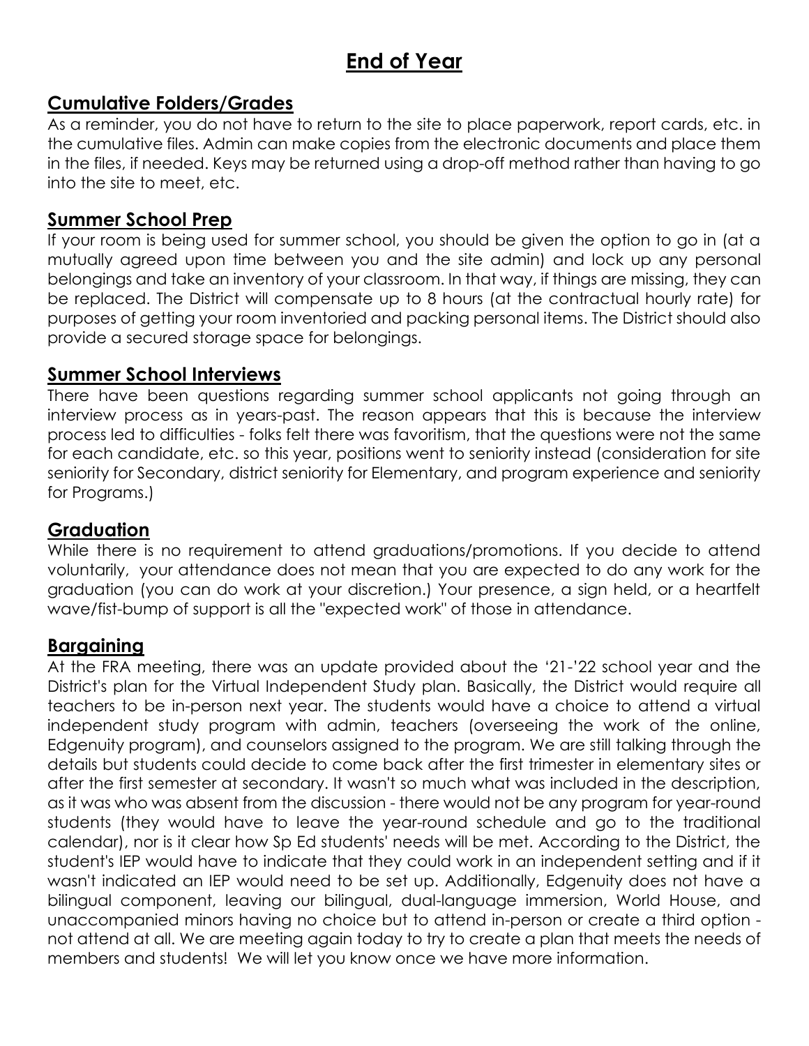# End of Year

## Cumulative Folders/Grades

As a reminder, you do not have to return to the site to place paperwork, report cards, etc. in the cumulative files. Admin can make copies from the electronic documents and place them in the files, if needed. Keys may be returned using a drop-off method rather than having to go into the site to meet, etc.

## Summer School Prep

If your room is being used for summer school, you should be given the option to go in (at a mutually agreed upon time between you and the site admin) and lock up any personal belongings and take an inventory of your classroom. In that way, if things are missing, they can be replaced. The District will compensate up to 8 hours (at the contractual hourly rate) for purposes of getting your room inventoried and packing personal items. The District should also provide a secured storage space for belongings.

## Summer School Interviews

There have been questions regarding summer school applicants not going through an interview process as in years-past. The reason appears that this is because the interview process led to difficulties - folks felt there was favoritism, that the questions were not the same for each candidate, etc. so this year, positions went to seniority instead (consideration for site seniority for Secondary, district seniority for Elementary, and program experience and seniority for Programs.)

## Graduation

While there is no requirement to attend graduations/promotions. If you decide to attend voluntarily, your attendance does not mean that you are expected to do any work for the graduation (you can do work at your discretion.) Your presence, a sign held, or a heartfelt wave/fist-bump of support is all the "expected work" of those in attendance.

## Bargaining

At the FRA meeting, there was an update provided about the '21-'22 school year and the District's plan for the Virtual Independent Study plan. Basically, the District would require all teachers to be in-person next year. The students would have a choice to attend a virtual independent study program with admin, teachers (overseeing the work of the online, Edgenuity program), and counselors assigned to the program. We are still talking through the details but students could decide to come back after the first trimester in elementary sites or after the first semester at secondary. It wasn't so much what was included in the description, as it was who was absent from the discussion - there would not be any program for year-round students (they would have to leave the year-round schedule and go to the traditional calendar), nor is it clear how Sp Ed students' needs will be met. According to the District, the student's IEP would have to indicate that they could work in an independent setting and if it wasn't indicated an IEP would need to be set up. Additionally, Edgenuity does not have a bilingual component, leaving our bilingual, dual-language immersion, World House, and unaccompanied minors having no choice but to attend in-person or create a third option - not attend at all. We are meeting again today to try to create a plan that meets the needs of members and students! We will let you know once we have more information.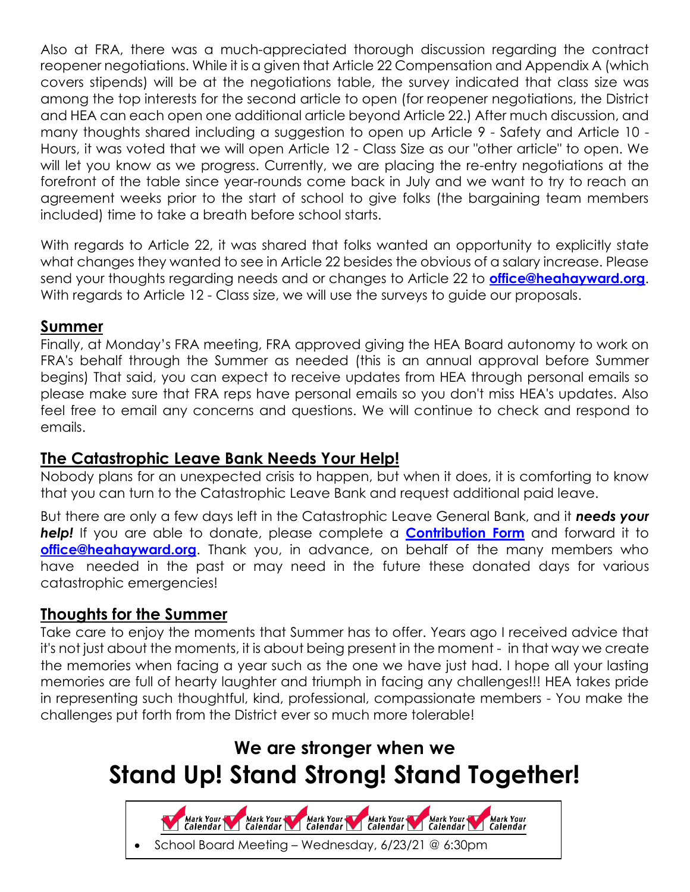Also at FRA, there was a much-appreciated thorough discussion regarding the contract reopener negotiations. While it is a given that Article 22 Compensation and Appendix A (which covers stipends) will be at the negotiations table, the survey indicated that class size was among the top interests for the second article to open (for reopener negotiations, the District and HEA can each open one additional article beyond Article 22.) After much discussion, and many thoughts shared including a suggestion to open up Article 9 - Safety and Article 10 - Hours, it was voted that we will open Article 12 - Class Size as our "other article" to open. We will let you know as we progress. Currently, we are placing the re-entry negotiations at the forefront of the table since year-rounds come back in July and we want to try to reach an agreement weeks prior to the start of school to give folks (the bargaining team members included) time to take a breath before school starts.

With regards to Article 22, it was shared that folks wanted an opportunity to explicitly state what changes they wanted to see in Article 22 besides the obvious of a salary increase. Please send your thoughts regarding needs and or changes to Article 22 to **office@heahayward.org**. With regards to Article 12 - Class size, we will use the surveys to guide our proposals.

## Summer

Finally, at Monday's FRA meeting, FRA approved giving the HEA Board autonomy to work on FRA's behalf through the Summer as needed (this is an annual approval before Summer begins) That said, you can expect to receive updates from HEA through personal emails so please make sure that FRA reps have personal emails so you don't miss HEA's updates. Also feel free to email any concerns and questions. We will continue to check and respond to emails.

## The Catastrophic Leave Bank Needs Your Help!

Nobody plans for an unexpected crisis to happen, but when it does, it is comforting to know that you can turn to the Catastrophic Leave Bank and request additional paid leave.

But there are only a few days left in the Catastrophic Leave General Bank, and it ***needs your help!*** If you are able to donate, please complete a **Contribution Form** and forward it to **office@heahayward.org**. Thank you, in advance, on behalf of the many members who have needed in the past or may need in the future these donated days for various catastrophic emergencies!

## Thoughts for the Summer

Take care to enjoy the moments that Summer has to offer. Years ago I received advice that it's not just about the moments, it is about being present in the moment - in that way we create the memories when facing a year such as the one we have just had. I hope all your lasting memories are full of hearty laughter and triumph in facing any challenges!!! HEA takes pride in representing such thoughtful, kind, professional, compassionate members - You make the challenges put forth from the District ever so much more tolerable!

### We are stronger when we

# Stand Up! Stand Strong! Stand Together!

Mark Your Calendar Mark Your Calendar Mark Your Calendar Mark Your Calendar Mark Your Calendar Mark Your Calendar

- School Board Meeting – Wednesday, 6/23/21 @ 6:30pm